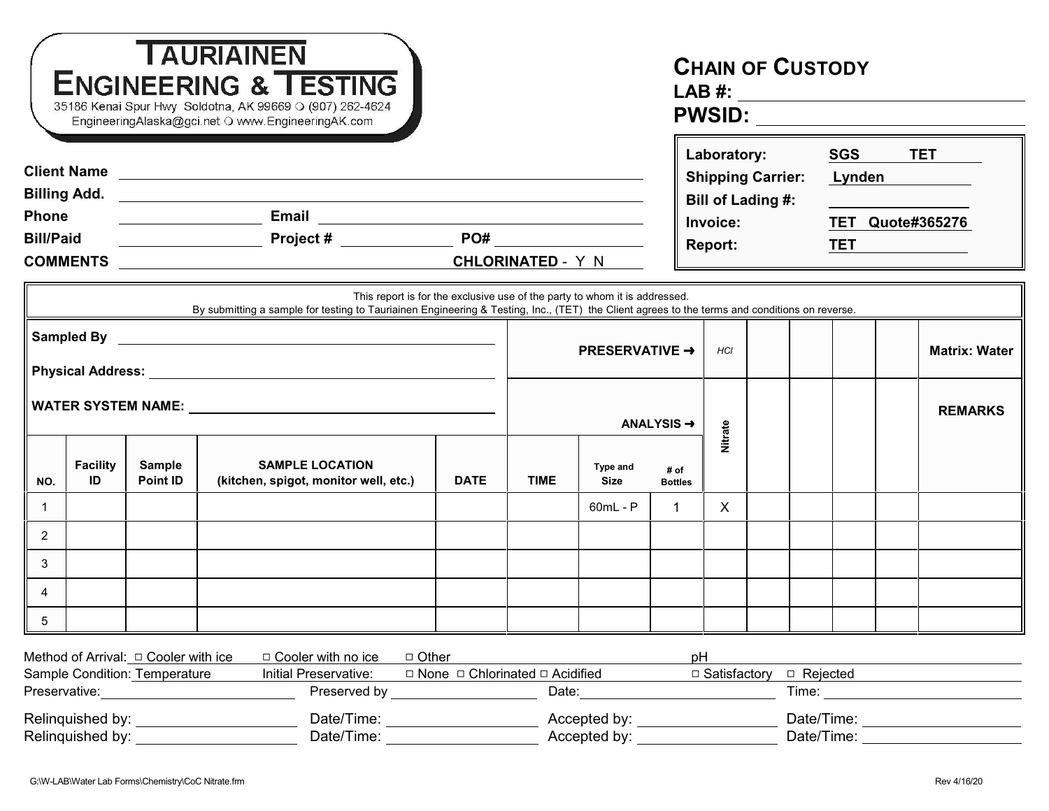# TAURIAINEN ENGINEERING & TESTING

35186 Kenai Spur Hwy Soldotna, AK 99669 ○ (907) 262-4624
EngineeringAlaska@gci.net ○ www.EngineeringAK.com

## CHAIN OF CUSTODY

**LAB #:** ____________________

**PWSID:** ____________________

| | |
|---|---|
| **Laboratory:** | **SGS TET** |
| **Shipping Carrier:** | **Lynden** |
| **Bill of Lading #:** | |
| **Invoice:** | **TET Quote#365276** |
| **Report:** | **TET** |

**Client Name** ____________________

**Billing Add.** ____________________

**Phone** ____________ **Email** ____________________

**Bill/Paid** ____________ **Project #** ____________ **PO#** ____________

**COMMENTS** ____________________ **CHLORINATED** - Y N

This report is for the exclusive use of the party to whom it is addressed.
By submitting a sample for testing to Tauriainen Engineering & Testing, Inc., (TET) the Client agrees to the terms and conditions on reverse.

**Sampled By** ____________________

**Physical Address:** ____________________

**WATER SYSTEM NAME:** ____________________

| | | | | | | | **PRESERVATIVE ➜** | *HCl* | | | | | **Matrix: Water** |
|---|---|---|---|---|---|---|---|---|---|---|---|---|---|
| | | | | | | | **ANALYSIS ➜** | **Nitrate** | | | | | **REMARKS** |
| **NO.** | **Facility ID** | **Sample Point ID** | **SAMPLE LOCATION (kitchen, spigot, monitor well, etc.)** | **DATE** | **TIME** | **Type and Size** | **# of Bottles** | | | | | | |
| 1 | | | | | | 60mL - P | 1 | X | | | | | |
| 2 | | | | | | | | | | | | | |
| 3 | | | | | | | | | | | | | |
| 4 | | | | | | | | | | | | | |
| 5 | | | | | | | | | | | | | |

Method of Arrival: □ Cooler with ice □ Cooler with no ice □ Other pH ____________

Sample Condition: Temperature Initial Preservative: □ None □ Chlorinated □ Acidified □ Satisfactory □ Rejected

Preservative: ____________ Preserved by ____________ Date: ____________ Time: ____________

Relinquished by: ____________ Date/Time: ____________ Accepted by: ____________ Date/Time: ____________

Relinquished by: ____________ Date/Time: ____________ Accepted by: ____________ Date/Time: ____________

G:\W-LAB\Water Lab Forms\Chemistry\CoC Nitrate.frm Rev 4/16/20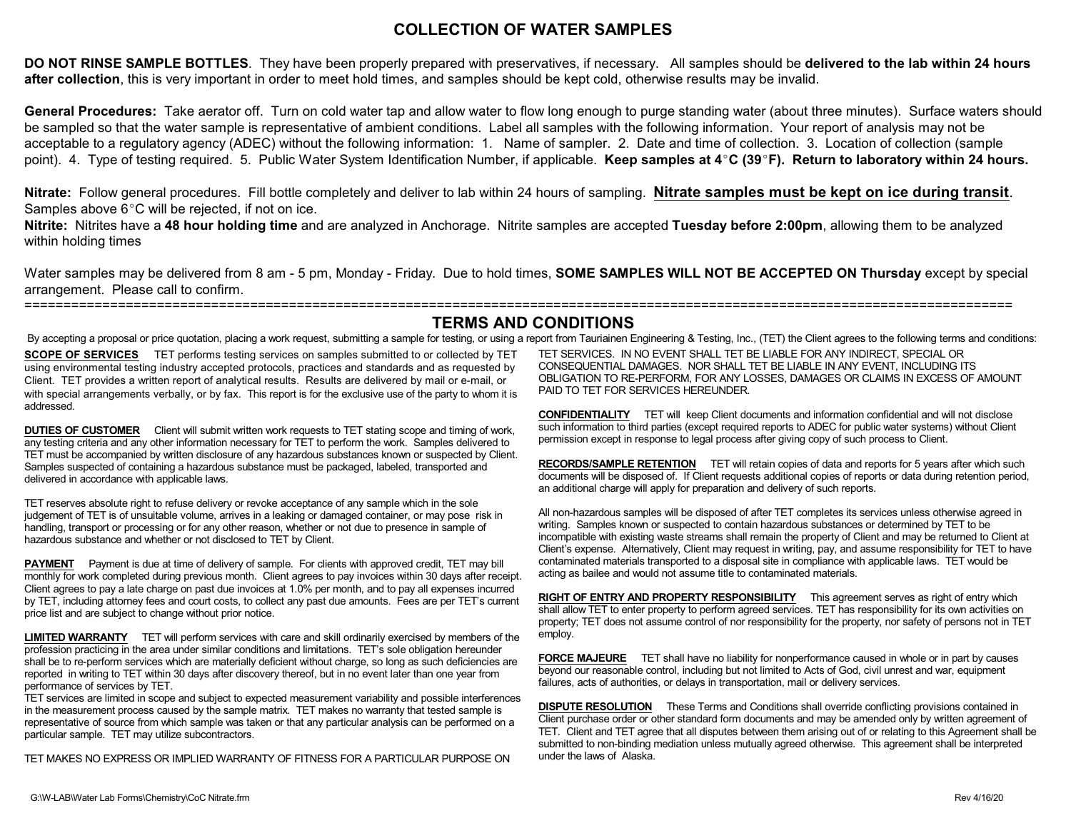# COLLECTION OF WATER SAMPLES

**DO NOT RINSE SAMPLE BOTTLES**. They have been properly prepared with preservatives, if necessary. All samples should be **delivered to the lab within 24 hours after collection**, this is very important in order to meet hold times, and samples should be kept cold, otherwise results may be invalid.

**General Procedures:** Take aerator off. Turn on cold water tap and allow water to flow long enough to purge standing water (about three minutes). Surface waters should be sampled so that the water sample is representative of ambient conditions. Label all samples with the following information. Your report of analysis may not be acceptable to a regulatory agency (ADEC) without the following information: 1. Name of sampler. 2. Date and time of collection. 3. Location of collection (sample point). 4. Type of testing required. 5. Public Water System Identification Number, if applicable. **Keep samples at 4°C (39°F). Return to laboratory within 24 hours.**

**Nitrate:** Follow general procedures. Fill bottle completely and deliver to lab within 24 hours of sampling. **Nitrate samples must be kept on ice during transit**. Samples above 6°C will be rejected, if not on ice.
**Nitrite:** Nitrites have a **48 hour holding time** and are analyzed in Anchorage. Nitrite samples are accepted **Tuesday before 2:00pm**, allowing them to be analyzed within holding times

Water samples may be delivered from 8 am - 5 pm, Monday - Friday. Due to hold times, **SOME SAMPLES WILL NOT BE ACCEPTED ON Thursday** except by special arrangement. Please call to confirm.

---

## TERMS AND CONDITIONS

By accepting a proposal or price quotation, placing a work request, submitting a sample for testing, or using a report from Tauriainen Engineering & Testing, Inc., (TET) the Client agrees to the following terms and conditions:

**SCOPE OF SERVICES** TET performs testing services on samples submitted to or collected by TET using environmental testing industry accepted protocols, practices and standards and as requested by Client. TET provides a written report of analytical results. Results are delivered by mail or e-mail, or with special arrangements verbally, or by fax. This report is for the exclusive use of the party to whom it is addressed.

**DUTIES OF CUSTOMER** Client will submit written work requests to TET stating scope and timing of work, any testing criteria and any other information necessary for TET to perform the work. Samples delivered to TET must be accompanied by written disclosure of any hazardous substances known or suspected by Client. Samples suspected of containing a hazardous substance must be packaged, labeled, transported and delivered in accordance with applicable laws.

TET reserves absolute right to refuse delivery or revoke acceptance of any sample which in the sole judgement of TET is of unsuitable volume, arrives in a leaking or damaged container, or may pose risk in handling, transport or processing or for any other reason, whether or not due to presence in sample of hazardous substance and whether or not disclosed to TET by Client.

**PAYMENT** Payment is due at time of delivery of sample. For clients with approved credit, TET may bill monthly for work completed during previous month. Client agrees to pay invoices within 30 days after receipt. Client agrees to pay a late charge on past due invoices at 1.0% per month, and to pay all expenses incurred by TET, including attorney fees and court costs, to collect any past due amounts. Fees are per TET's current price list and are subject to change without prior notice.

**LIMITED WARRANTY** TET will perform services with care and skill ordinarily exercised by members of the profession practicing in the area under similar conditions and limitations. TET's sole obligation hereunder shall be to re-perform services which are materially deficient without charge, so long as such deficiencies are reported in writing to TET within 30 days after discovery thereof, but in no event later than one year from performance of services by TET.
TET services are limited in scope and subject to expected measurement variability and possible interferences in the measurement process caused by the sample matrix. TET makes no warranty that tested sample is representative of source from which sample was taken or that any particular analysis can be performed on a particular sample. TET may utilize subcontractors.

TET MAKES NO EXPRESS OR IMPLIED WARRANTY OF FITNESS FOR A PARTICULAR PURPOSE ON TET SERVICES. IN NO EVENT SHALL TET BE LIABLE FOR ANY INDIRECT, SPECIAL OR CONSEQUENTIAL DAMAGES. NOR SHALL TET BE LIABLE IN ANY EVENT, INCLUDING ITS OBLIGATION TO RE-PERFORM, FOR ANY LOSSES, DAMAGES OR CLAIMS IN EXCESS OF AMOUNT PAID TO TET FOR SERVICES HEREUNDER.

**CONFIDENTIALITY** TET will keep Client documents and information confidential and will not disclose such information to third parties (except required reports to ADEC for public water systems) without Client permission except in response to legal process after giving copy of such process to Client.

**RECORDS/SAMPLE RETENTION** TET will retain copies of data and reports for 5 years after which such documents will be disposed of. If Client requests additional copies of reports or data during retention period, an additional charge will apply for preparation and delivery of such reports.

All non-hazardous samples will be disposed of after TET completes its services unless otherwise agreed in writing. Samples known or suspected to contain hazardous substances or determined by TET to be incompatible with existing waste streams shall remain the property of Client and may be returned to Client at Client's expense. Alternatively, Client may request in writing, pay, and assume responsibility for TET to have contaminated materials transported to a disposal site in compliance with applicable laws. TET would be acting as bailee and would not assume title to contaminated materials.

**RIGHT OF ENTRY AND PROPERTY RESPONSIBILITY** This agreement serves as right of entry which shall allow TET to enter property to perform agreed services. TET has responsibility for its own activities on property; TET does not assume control of nor responsibility for the property, nor safety of persons not in TET employ.

**FORCE MAJEURE** TET shall have no liability for nonperformance caused in whole or in part by causes beyond our reasonable control, including but not limited to Acts of God, civil unrest and war, equipment failures, acts of authorities, or delays in transportation, mail or delivery services.

**DISPUTE RESOLUTION** These Terms and Conditions shall override conflicting provisions contained in Client purchase order or other standard form documents and may be amended only by written agreement of TET. Client and TET agree that all disputes between them arising out of or relating to this Agreement shall be submitted to non-binding mediation unless mutually agreed otherwise. This agreement shall be interpreted under the laws of Alaska.

G:\W-LAB\Water Lab Forms\Chemistry\CoC Nitrate.frm

Rev 4/16/20